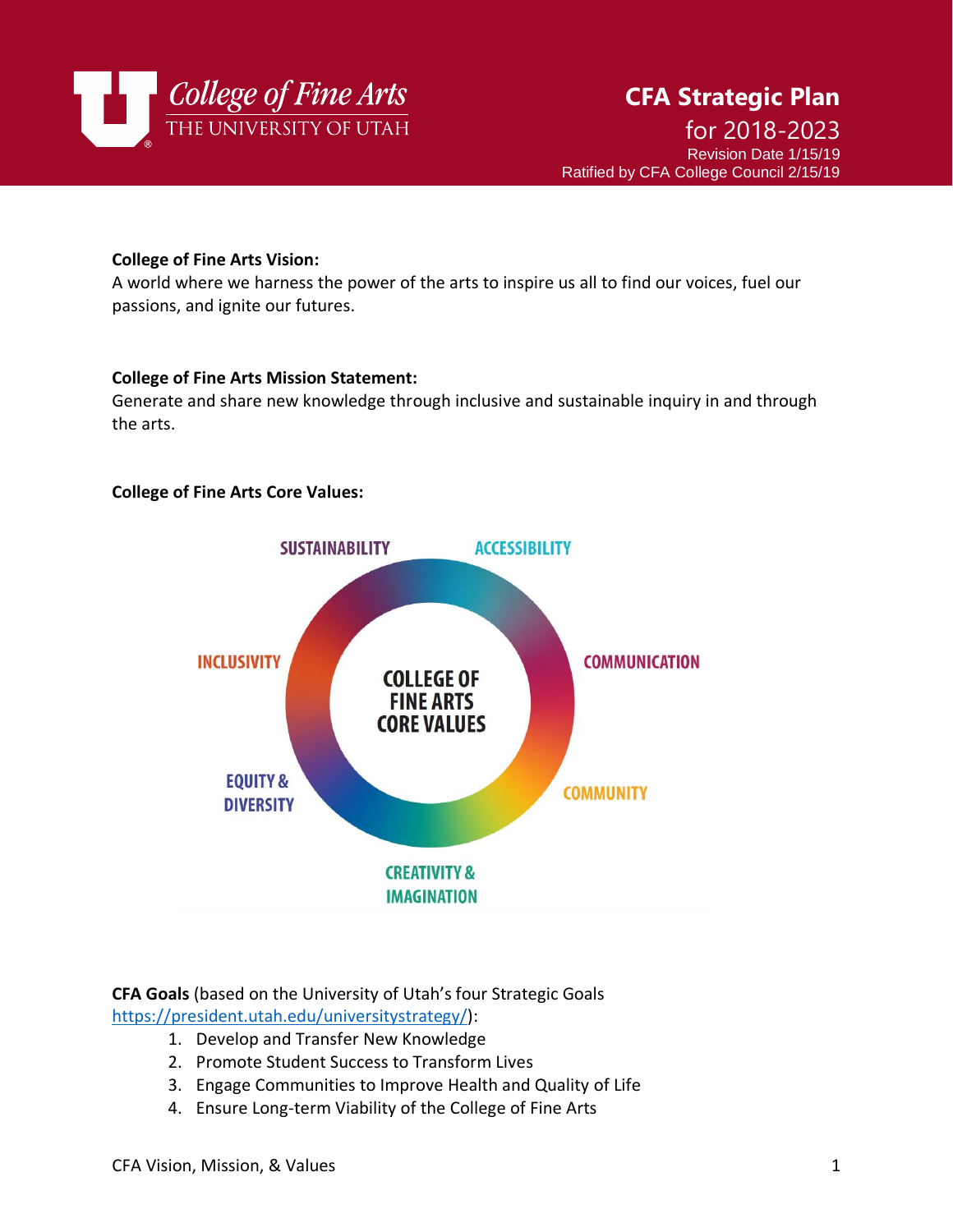# CFA Strategic Plan

## for 2018-2023

Revision Date 1/15/19
Ratified by CFA College Council 2/15/19

College of Fine Arts
THE UNIVERSITY OF UTAH

**College of Fine Arts Vision:**
A world where we harness the power of the arts to inspire us all to find our voices, fuel our passions, and ignite our futures.

**College of Fine Arts Mission Statement:**
Generate and share new knowledge through inclusive and sustainable inquiry in and through the arts.

**College of Fine Arts Core Values:**

COLLEGE OF FINE ARTS CORE VALUES

- SUSTAINABILITY
- ACCESSIBILITY
- COMMUNICATION
- COMMUNITY
- CREATIVITY & IMAGINATION
- EQUITY & DIVERSITY
- INCLUSIVITY

**CFA Goals** (based on the University of Utah's four Strategic Goals https://president.utah.edu/universitystrategy/):

1. Develop and Transfer New Knowledge
2. Promote Student Success to Transform Lives
3. Engage Communities to Improve Health and Quality of Life
4. Ensure Long-term Viability of the College of Fine Arts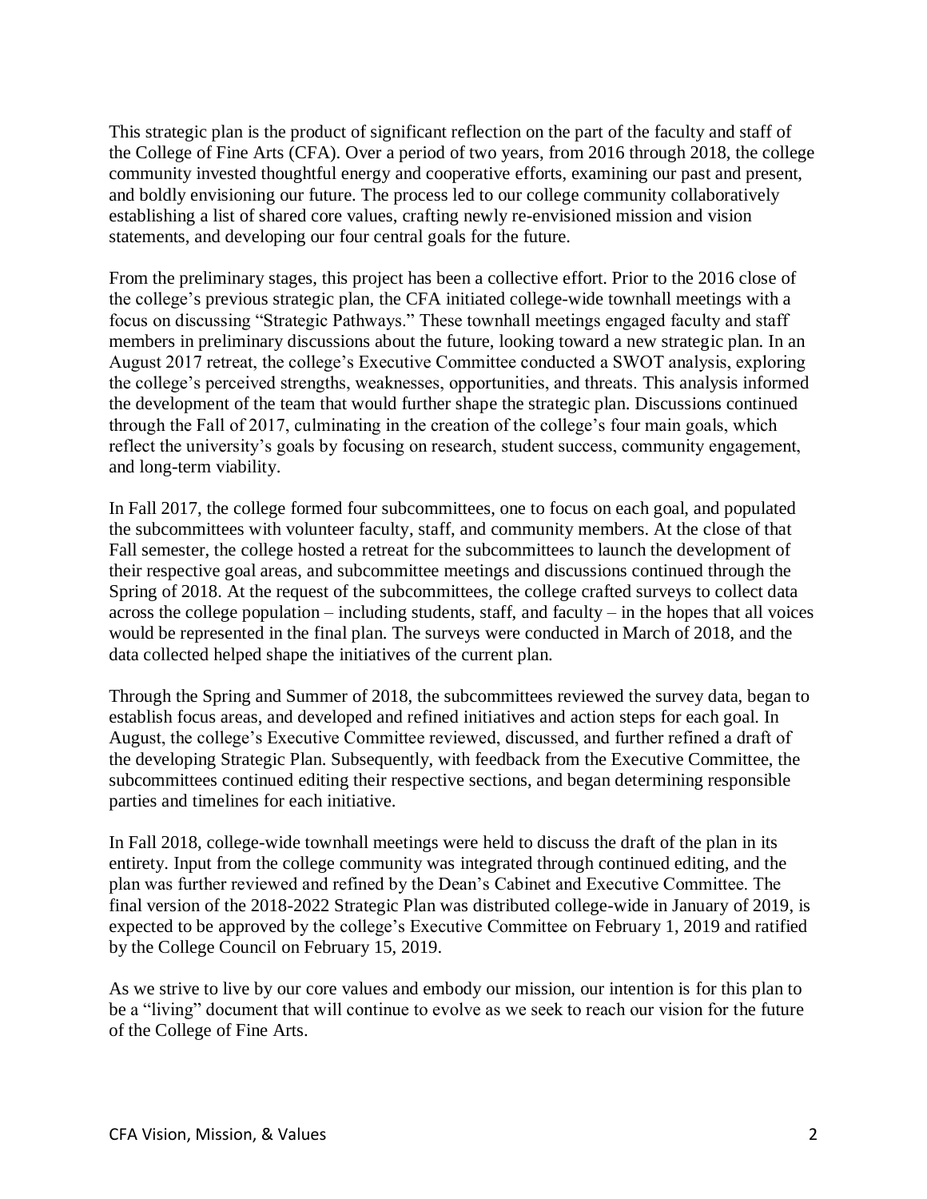This strategic plan is the product of significant reflection on the part of the faculty and staff of the College of Fine Arts (CFA). Over a period of two years, from 2016 through 2018, the college community invested thoughtful energy and cooperative efforts, examining our past and present, and boldly envisioning our future. The process led to our college community collaboratively establishing a list of shared core values, crafting newly re-envisioned mission and vision statements, and developing our four central goals for the future.

From the preliminary stages, this project has been a collective effort. Prior to the 2016 close of the college's previous strategic plan, the CFA initiated college-wide townhall meetings with a focus on discussing "Strategic Pathways." These townhall meetings engaged faculty and staff members in preliminary discussions about the future, looking toward a new strategic plan. In an August 2017 retreat, the college's Executive Committee conducted a SWOT analysis, exploring the college's perceived strengths, weaknesses, opportunities, and threats. This analysis informed the development of the team that would further shape the strategic plan. Discussions continued through the Fall of 2017, culminating in the creation of the college's four main goals, which reflect the university's goals by focusing on research, student success, community engagement, and long-term viability.

In Fall 2017, the college formed four subcommittees, one to focus on each goal, and populated the subcommittees with volunteer faculty, staff, and community members. At the close of that Fall semester, the college hosted a retreat for the subcommittees to launch the development of their respective goal areas, and subcommittee meetings and discussions continued through the Spring of 2018. At the request of the subcommittees, the college crafted surveys to collect data across the college population – including students, staff, and faculty – in the hopes that all voices would be represented in the final plan. The surveys were conducted in March of 2018, and the data collected helped shape the initiatives of the current plan.

Through the Spring and Summer of 2018, the subcommittees reviewed the survey data, began to establish focus areas, and developed and refined initiatives and action steps for each goal. In August, the college's Executive Committee reviewed, discussed, and further refined a draft of the developing Strategic Plan. Subsequently, with feedback from the Executive Committee, the subcommittees continued editing their respective sections, and began determining responsible parties and timelines for each initiative.

In Fall 2018, college-wide townhall meetings were held to discuss the draft of the plan in its entirety. Input from the college community was integrated through continued editing, and the plan was further reviewed and refined by the Dean's Cabinet and Executive Committee. The final version of the 2018-2022 Strategic Plan was distributed college-wide in January of 2019, is expected to be approved by the college's Executive Committee on February 1, 2019 and ratified by the College Council on February 15, 2019.

As we strive to live by our core values and embody our mission, our intention is for this plan to be a "living" document that will continue to evolve as we seek to reach our vision for the future of the College of Fine Arts.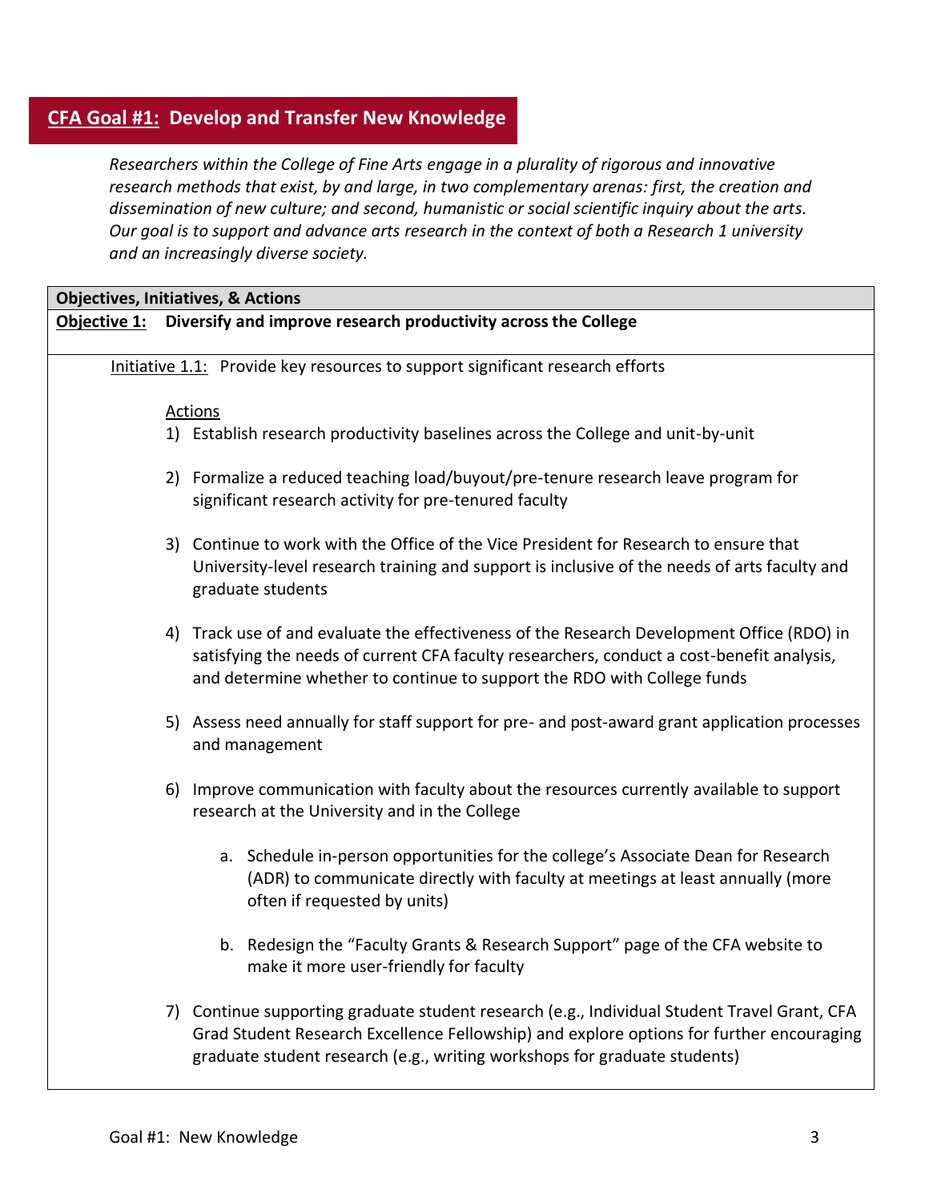## CFA Goal #1: Develop and Transfer New Knowledge

*Researchers within the College of Fine Arts engage in a plurality of rigorous and innovative research methods that exist, by and large, in two complementary arenas: first, the creation and dissemination of new culture; and second, humanistic or social scientific inquiry about the arts. Our goal is to support and advance arts research in the context of both a Research 1 university and an increasingly diverse society.*

**Objectives, Initiatives, & Actions**

**Objective 1: Diversify and improve research productivity across the College**

Initiative 1.1: Provide key resources to support significant research efforts

Actions

1) Establish research productivity baselines across the College and unit-by-unit
2) Formalize a reduced teaching load/buyout/pre-tenure research leave program for significant research activity for pre-tenured faculty
3) Continue to work with the Office of the Vice President for Research to ensure that University-level research training and support is inclusive of the needs of arts faculty and graduate students
4) Track use of and evaluate the effectiveness of the Research Development Office (RDO) in satisfying the needs of current CFA faculty researchers, conduct a cost-benefit analysis, and determine whether to continue to support the RDO with College funds
5) Assess need annually for staff support for pre- and post-award grant application processes and management
6) Improve communication with faculty about the resources currently available to support research at the University and in the College
    a. Schedule in-person opportunities for the college's Associate Dean for Research (ADR) to communicate directly with faculty at meetings at least annually (more often if requested by units)
    b. Redesign the "Faculty Grants & Research Support" page of the CFA website to make it more user-friendly for faculty
7) Continue supporting graduate student research (e.g., Individual Student Travel Grant, CFA Grad Student Research Excellence Fellowship) and explore options for further encouraging graduate student research (e.g., writing workshops for graduate students)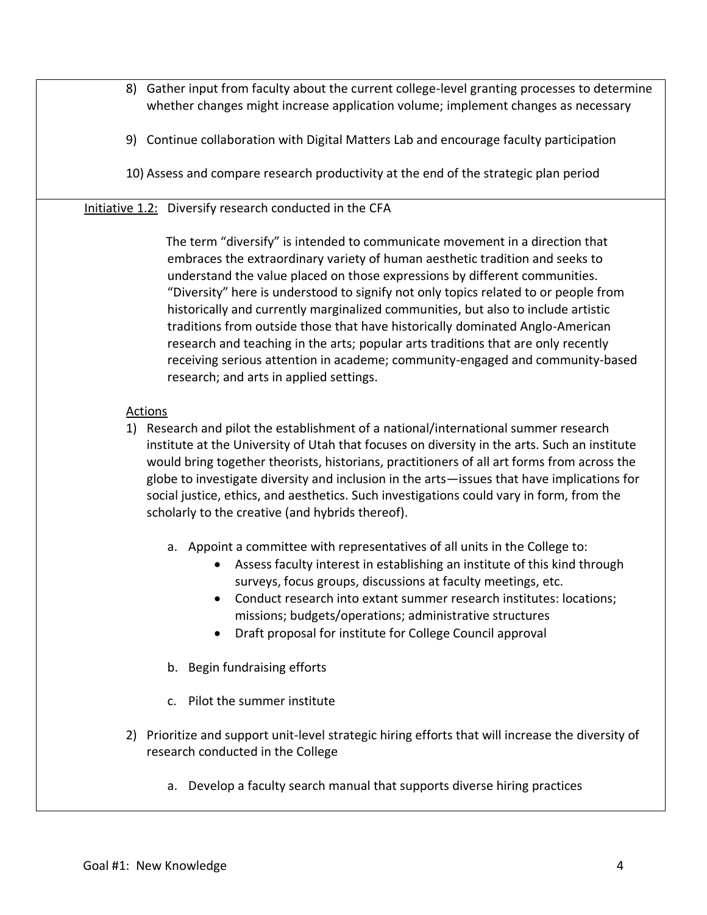8) Gather input from faculty about the current college-level granting processes to determine whether changes might increase application volume; implement changes as necessary

9) Continue collaboration with Digital Matters Lab and encourage faculty participation

10) Assess and compare research productivity at the end of the strategic plan period

Initiative 1.2: Diversify research conducted in the CFA

The term "diversify" is intended to communicate movement in a direction that embraces the extraordinary variety of human aesthetic tradition and seeks to understand the value placed on those expressions by different communities. "Diversity" here is understood to signify not only topics related to or people from historically and currently marginalized communities, but also to include artistic traditions from outside those that have historically dominated Anglo-American research and teaching in the arts; popular arts traditions that are only recently receiving serious attention in academe; community-engaged and community-based research; and arts in applied settings.

Actions

1) Research and pilot the establishment of a national/international summer research institute at the University of Utah that focuses on diversity in the arts. Such an institute would bring together theorists, historians, practitioners of all art forms from across the globe to investigate diversity and inclusion in the arts—issues that have implications for social justice, ethics, and aesthetics. Such investigations could vary in form, from the scholarly to the creative (and hybrids thereof).

   a. Appoint a committee with representatives of all units in the College to:
      - Assess faculty interest in establishing an institute of this kind through surveys, focus groups, discussions at faculty meetings, etc.
      - Conduct research into extant summer research institutes: locations; missions; budgets/operations; administrative structures
      - Draft proposal for institute for College Council approval

   b. Begin fundraising efforts

   c. Pilot the summer institute

2) Prioritize and support unit-level strategic hiring efforts that will increase the diversity of research conducted in the College

   a. Develop a faculty search manual that supports diverse hiring practices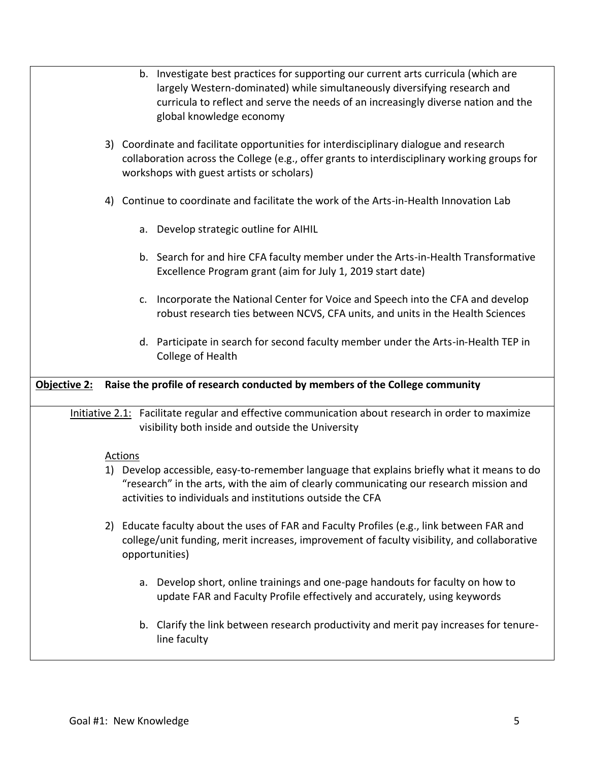b. Investigate best practices for supporting our current arts curricula (which are largely Western-dominated) while simultaneously diversifying research and curricula to reflect and serve the needs of an increasingly diverse nation and the global knowledge economy

3) Coordinate and facilitate opportunities for interdisciplinary dialogue and research collaboration across the College (e.g., offer grants to interdisciplinary working groups for workshops with guest artists or scholars)

4) Continue to coordinate and facilitate the work of the Arts-in-Health Innovation Lab

   a. Develop strategic outline for AIHIL

   b. Search for and hire CFA faculty member under the Arts-in-Health Transformative Excellence Program grant (aim for July 1, 2019 start date)

   c. Incorporate the National Center for Voice and Speech into the CFA and develop robust research ties between NCVS, CFA units, and units in the Health Sciences

   d. Participate in search for second faculty member under the Arts-in-Health TEP in College of Health

**Objective 2: Raise the profile of research conducted by members of the College community**

Initiative 2.1: Facilitate regular and effective communication about research in order to maximize visibility both inside and outside the University

Actions

1) Develop accessible, easy-to-remember language that explains briefly what it means to do "research" in the arts, with the aim of clearly communicating our research mission and activities to individuals and institutions outside the CFA

2) Educate faculty about the uses of FAR and Faculty Profiles (e.g., link between FAR and college/unit funding, merit increases, improvement of faculty visibility, and collaborative opportunities)

   a. Develop short, online trainings and one-page handouts for faculty on how to update FAR and Faculty Profile effectively and accurately, using keywords

   b. Clarify the link between research productivity and merit pay increases for tenure-line faculty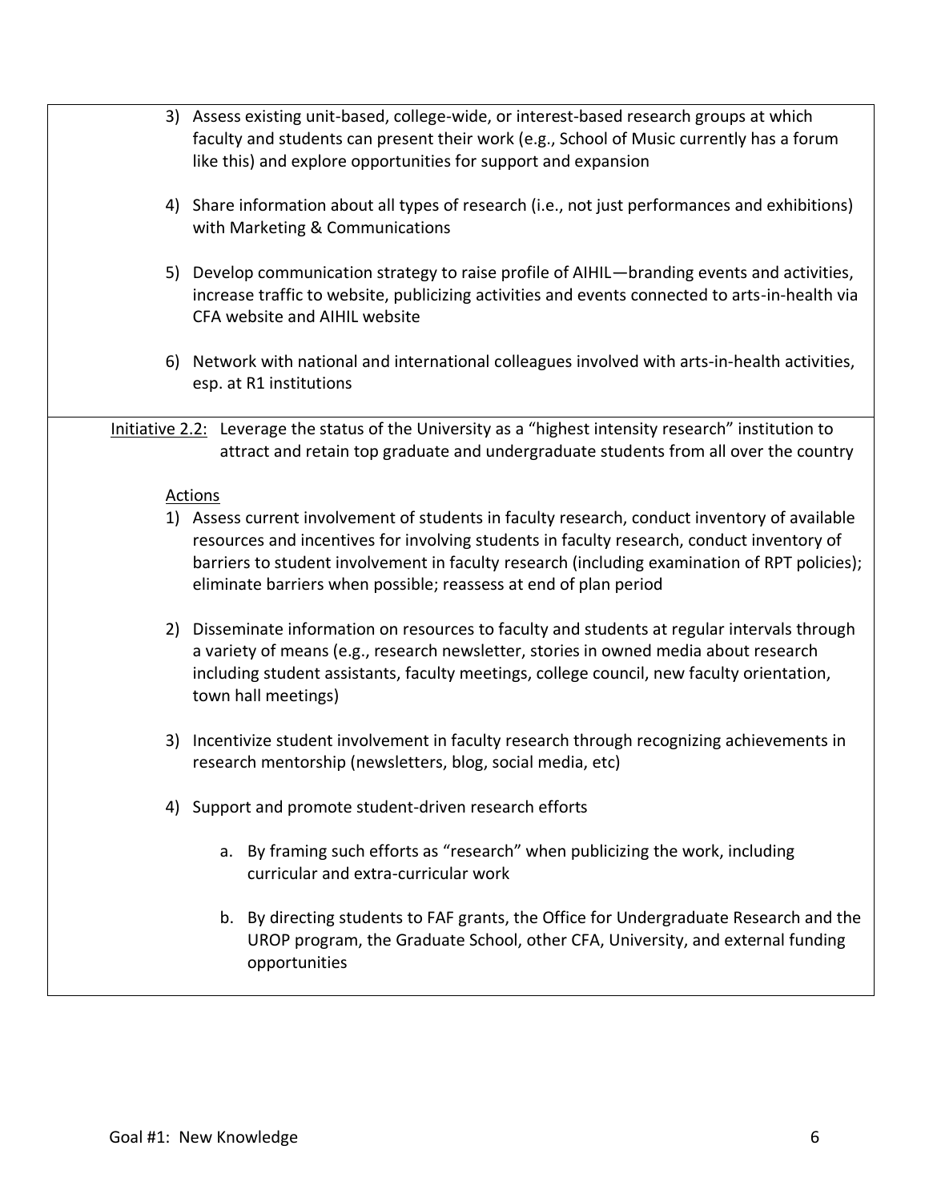3) Assess existing unit-based, college-wide, or interest-based research groups at which faculty and students can present their work (e.g., School of Music currently has a forum like this) and explore opportunities for support and expansion

4) Share information about all types of research (i.e., not just performances and exhibitions) with Marketing & Communications

5) Develop communication strategy to raise profile of AIHIL—branding events and activities, increase traffic to website, publicizing activities and events connected to arts-in-health via CFA website and AIHIL website

6) Network with national and international colleagues involved with arts-in-health activities, esp. at R1 institutions

Initiative 2.2: Leverage the status of the University as a "highest intensity research" institution to attract and retain top graduate and undergraduate students from all over the country

Actions

1) Assess current involvement of students in faculty research, conduct inventory of available resources and incentives for involving students in faculty research, conduct inventory of barriers to student involvement in faculty research (including examination of RPT policies); eliminate barriers when possible; reassess at end of plan period

2) Disseminate information on resources to faculty and students at regular intervals through a variety of means (e.g., research newsletter, stories in owned media about research including student assistants, faculty meetings, college council, new faculty orientation, town hall meetings)

3) Incentivize student involvement in faculty research through recognizing achievements in research mentorship (newsletters, blog, social media, etc)

4) Support and promote student-driven research efforts

   a. By framing such efforts as "research" when publicizing the work, including curricular and extra-curricular work

   b. By directing students to FAF grants, the Office for Undergraduate Research and the UROP program, the Graduate School, other CFA, University, and external funding opportunities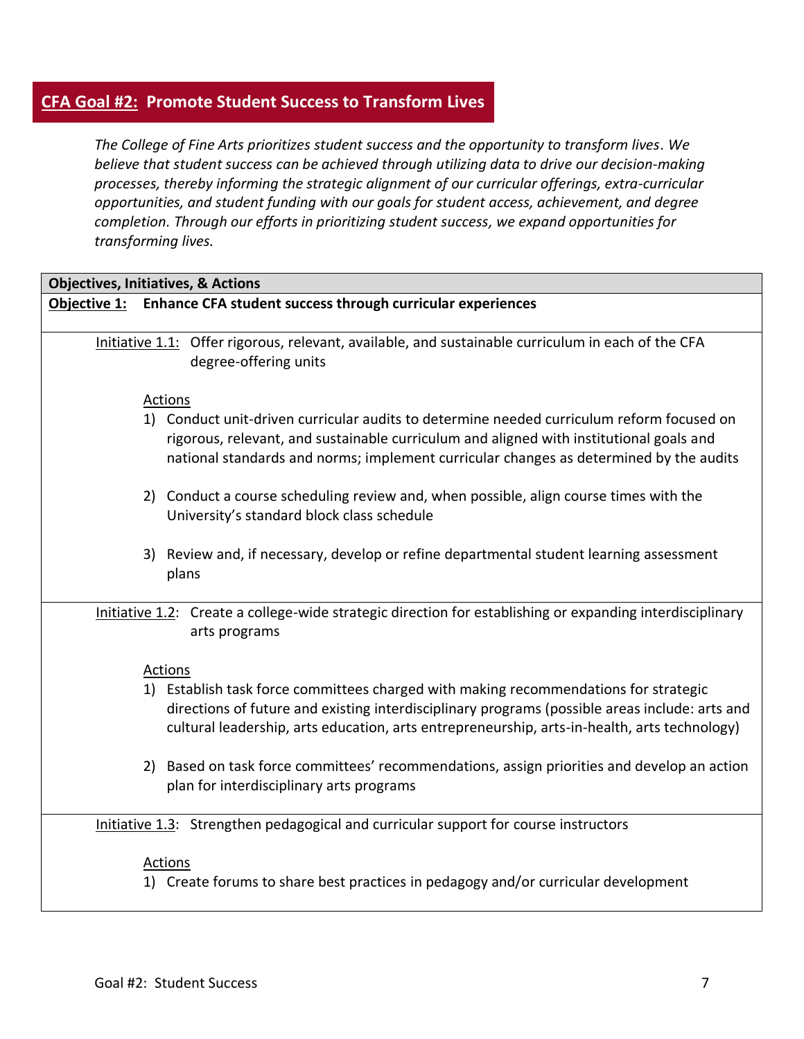## CFA Goal #2: Promote Student Success to Transform Lives

*The College of Fine Arts prioritizes student success and the opportunity to transform lives. We believe that student success can be achieved through utilizing data to drive our decision-making processes, thereby informing the strategic alignment of our curricular offerings, extra-curricular opportunities, and student funding with our goals for student access, achievement, and degree completion. Through our efforts in prioritizing student success, we expand opportunities for transforming lives.*

**Objectives, Initiatives, & Actions**

**Objective 1: Enhance CFA student success through curricular experiences**

Initiative 1.1: Offer rigorous, relevant, available, and sustainable curriculum in each of the CFA degree-offering units

Actions

1) Conduct unit-driven curricular audits to determine needed curriculum reform focused on rigorous, relevant, and sustainable curriculum and aligned with institutional goals and national standards and norms; implement curricular changes as determined by the audits
2) Conduct a course scheduling review and, when possible, align course times with the University's standard block class schedule
3) Review and, if necessary, develop or refine departmental student learning assessment plans

Initiative 1.2: Create a college-wide strategic direction for establishing or expanding interdisciplinary arts programs

Actions

1) Establish task force committees charged with making recommendations for strategic directions of future and existing interdisciplinary programs (possible areas include: arts and cultural leadership, arts education, arts entrepreneurship, arts-in-health, arts technology)
2) Based on task force committees' recommendations, assign priorities and develop an action plan for interdisciplinary arts programs

Initiative 1.3: Strengthen pedagogical and curricular support for course instructors

Actions

1) Create forums to share best practices in pedagogy and/or curricular development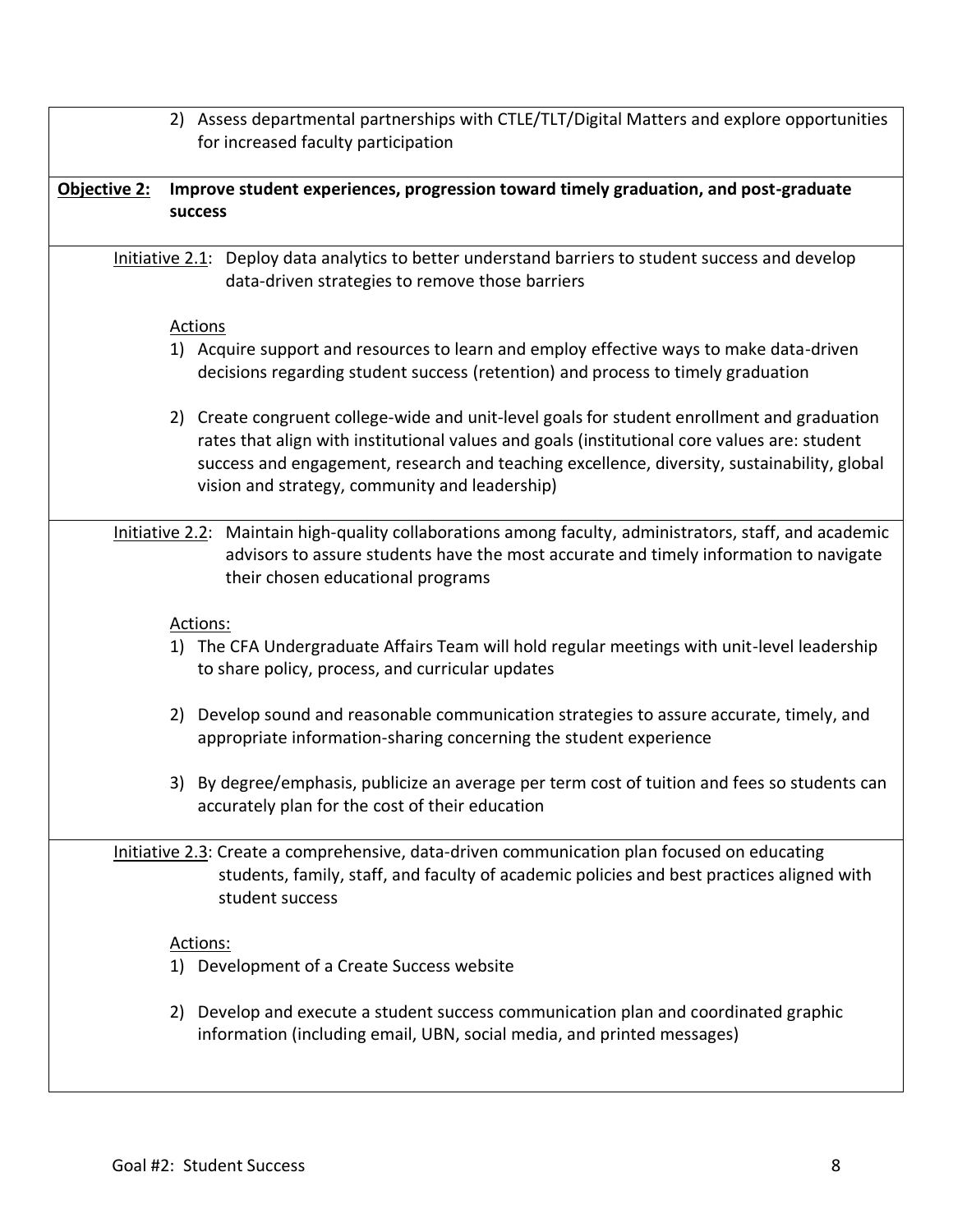2) Assess departmental partnerships with CTLE/TLT/Digital Matters and explore opportunities for increased faculty participation

**Objective 2: Improve student experiences, progression toward timely graduation, and post-graduate success**

Initiative 2.1: Deploy data analytics to better understand barriers to student success and develop data-driven strategies to remove those barriers

Actions

1) Acquire support and resources to learn and employ effective ways to make data-driven decisions regarding student success (retention) and process to timely graduation

2) Create congruent college-wide and unit-level goals for student enrollment and graduation rates that align with institutional values and goals (institutional core values are: student success and engagement, research and teaching excellence, diversity, sustainability, global vision and strategy, community and leadership)

Initiative 2.2: Maintain high-quality collaborations among faculty, administrators, staff, and academic advisors to assure students have the most accurate and timely information to navigate their chosen educational programs

Actions:

1) The CFA Undergraduate Affairs Team will hold regular meetings with unit-level leadership to share policy, process, and curricular updates

2) Develop sound and reasonable communication strategies to assure accurate, timely, and appropriate information-sharing concerning the student experience

3) By degree/emphasis, publicize an average per term cost of tuition and fees so students can accurately plan for the cost of their education

Initiative 2.3: Create a comprehensive, data-driven communication plan focused on educating students, family, staff, and faculty of academic policies and best practices aligned with student success

Actions:

1) Development of a Create Success website

2) Develop and execute a student success communication plan and coordinated graphic information (including email, UBN, social media, and printed messages)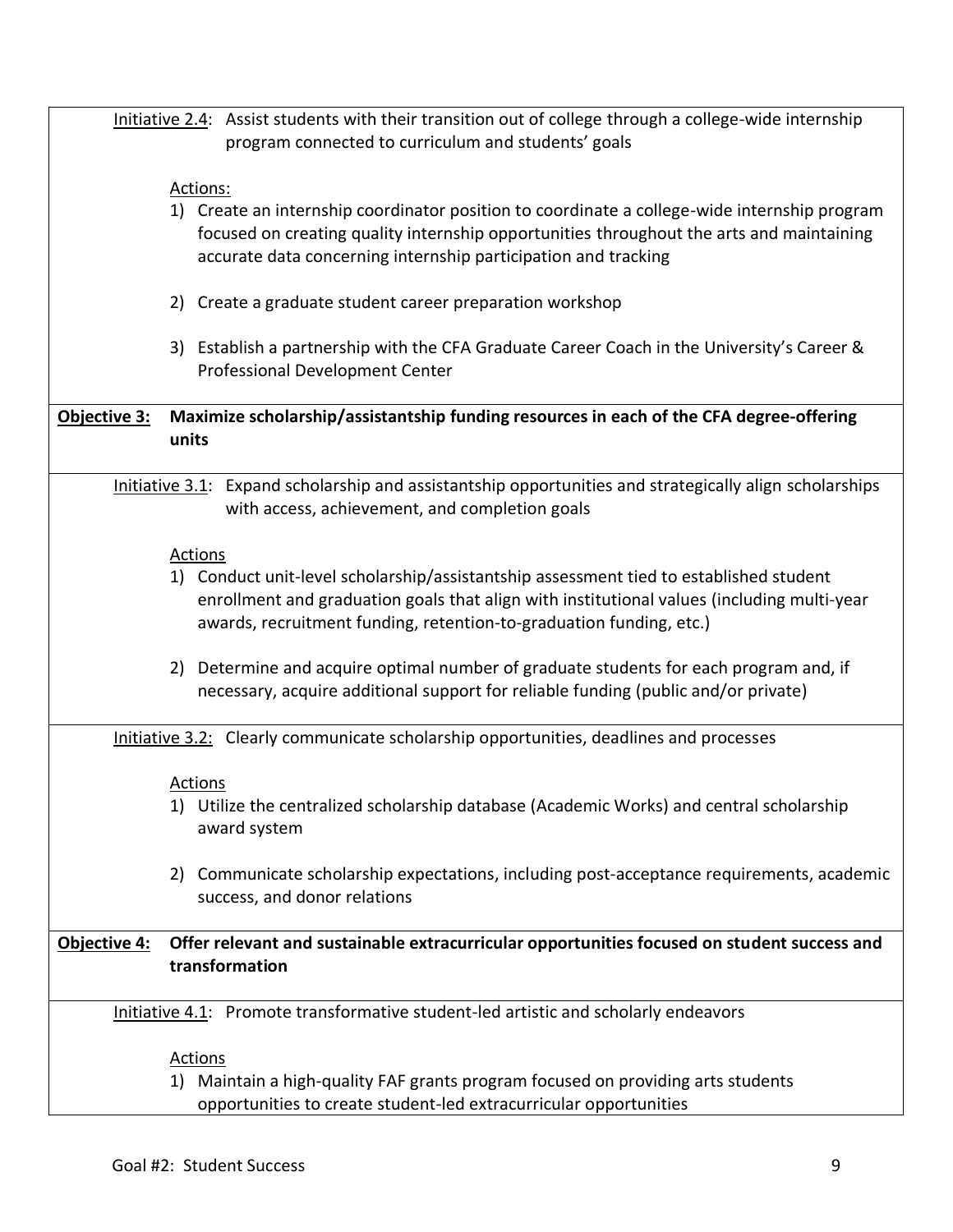Initiative 2.4: Assist students with their transition out of college through a college-wide internship program connected to curriculum and students' goals

Actions:

1) Create an internship coordinator position to coordinate a college-wide internship program focused on creating quality internship opportunities throughout the arts and maintaining accurate data concerning internship participation and tracking

2) Create a graduate student career preparation workshop

3) Establish a partnership with the CFA Graduate Career Coach in the University's Career & Professional Development Center

**Objective 3: Maximize scholarship/assistantship funding resources in each of the CFA degree-offering units**

Initiative 3.1: Expand scholarship and assistantship opportunities and strategically align scholarships with access, achievement, and completion goals

Actions

1) Conduct unit-level scholarship/assistantship assessment tied to established student enrollment and graduation goals that align with institutional values (including multi-year awards, recruitment funding, retention-to-graduation funding, etc.)

2) Determine and acquire optimal number of graduate students for each program and, if necessary, acquire additional support for reliable funding (public and/or private)

Initiative 3.2: Clearly communicate scholarship opportunities, deadlines and processes

Actions

1) Utilize the centralized scholarship database (Academic Works) and central scholarship award system

2) Communicate scholarship expectations, including post-acceptance requirements, academic success, and donor relations

**Objective 4: Offer relevant and sustainable extracurricular opportunities focused on student success and transformation**

Initiative 4.1: Promote transformative student-led artistic and scholarly endeavors

Actions

1) Maintain a high-quality FAF grants program focused on providing arts students opportunities to create student-led extracurricular opportunities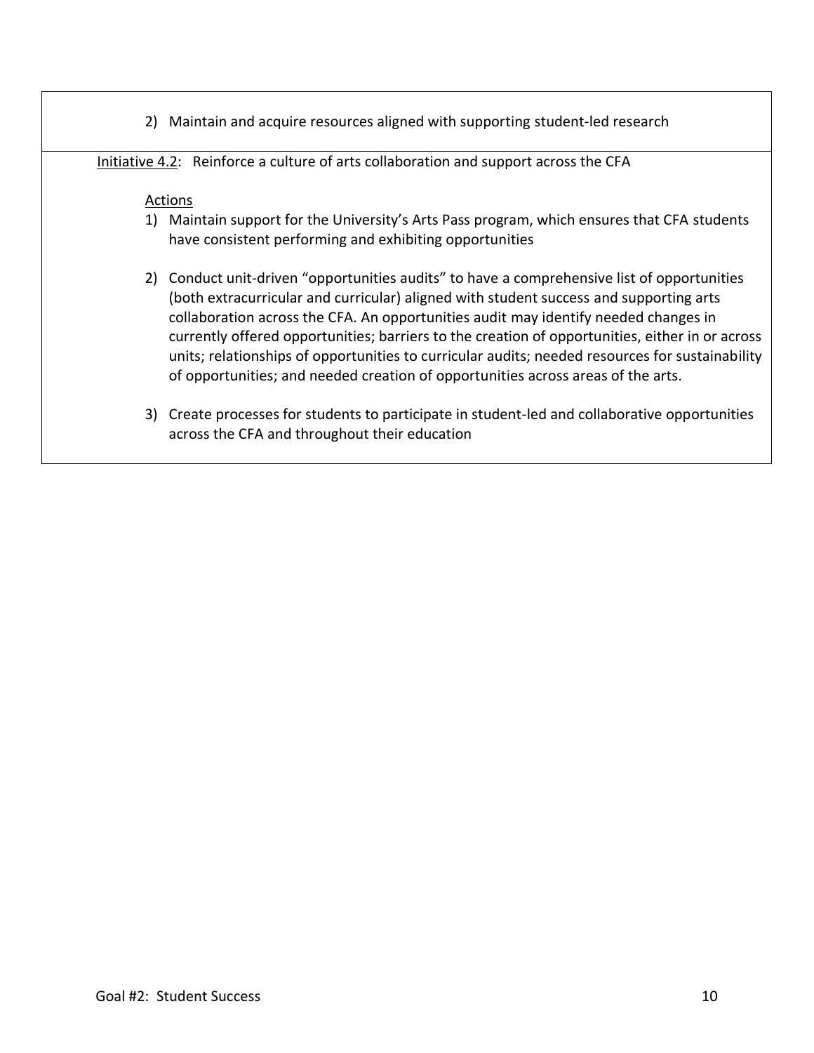2) Maintain and acquire resources aligned with supporting student-led research

Initiative 4.2: Reinforce a culture of arts collaboration and support across the CFA

Actions

1) Maintain support for the University's Arts Pass program, which ensures that CFA students have consistent performing and exhibiting opportunities

2) Conduct unit-driven "opportunities audits" to have a comprehensive list of opportunities (both extracurricular and curricular) aligned with student success and supporting arts collaboration across the CFA. An opportunities audit may identify needed changes in currently offered opportunities; barriers to the creation of opportunities, either in or across units; relationships of opportunities to curricular audits; needed resources for sustainability of opportunities; and needed creation of opportunities across areas of the arts.

3) Create processes for students to participate in student-led and collaborative opportunities across the CFA and throughout their education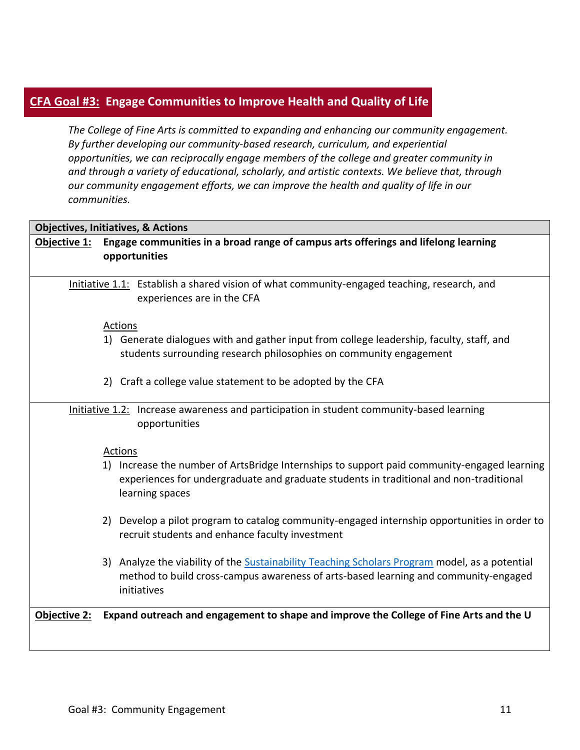## **CFA Goal #3:** Engage Communities to Improve Health and Quality of Life

*The College of Fine Arts is committed to expanding and enhancing our community engagement. By further developing our community-based research, curriculum, and experiential opportunities, we can reciprocally engage members of the college and greater community in and through a variety of educational, scholarly, and artistic contexts. We believe that, through our community engagement efforts, we can improve the health and quality of life in our communities.*

**Objectives, Initiatives, & Actions**

**Objective 1: Engage communities in a broad range of campus arts offerings and lifelong learning opportunities**

Initiative 1.1: Establish a shared vision of what community-engaged teaching, research, and experiences are in the CFA

Actions

1) Generate dialogues with and gather input from college leadership, faculty, staff, and students surrounding research philosophies on community engagement

2) Craft a college value statement to be adopted by the CFA

Initiative 1.2: Increase awareness and participation in student community-based learning opportunities

Actions

1) Increase the number of ArtsBridge Internships to support paid community-engaged learning experiences for undergraduate and graduate students in traditional and non-traditional learning spaces

2) Develop a pilot program to catalog community-engaged internship opportunities in order to recruit students and enhance faculty investment

3) Analyze the viability of the Sustainability Teaching Scholars Program model, as a potential method to build cross-campus awareness of arts-based learning and community-engaged initiatives

**Objective 2: Expand outreach and engagement to shape and improve the College of Fine Arts and the U**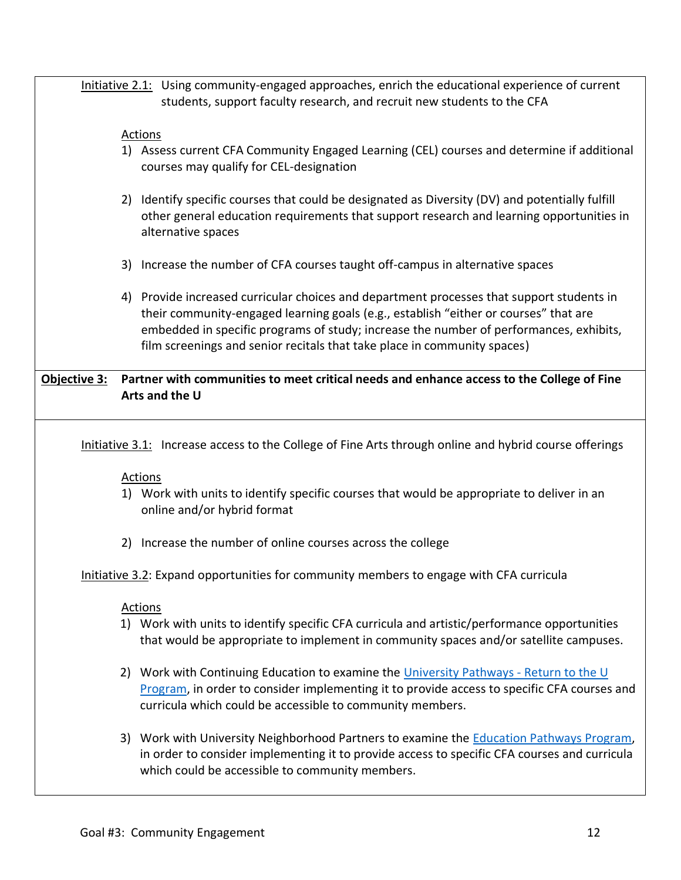Initiative 2.1: Using community-engaged approaches, enrich the educational experience of current students, support faculty research, and recruit new students to the CFA

Actions

1) Assess current CFA Community Engaged Learning (CEL) courses and determine if additional courses may qualify for CEL-designation

2) Identify specific courses that could be designated as Diversity (DV) and potentially fulfill other general education requirements that support research and learning opportunities in alternative spaces

3) Increase the number of CFA courses taught off-campus in alternative spaces

4) Provide increased curricular choices and department processes that support students in their community-engaged learning goals (e.g., establish "either or courses" that are embedded in specific programs of study; increase the number of performances, exhibits, film screenings and senior recitals that take place in community spaces)

**Objective 3: Partner with communities to meet critical needs and enhance access to the College of Fine Arts and the U**

Initiative 3.1: Increase access to the College of Fine Arts through online and hybrid course offerings

Actions

1) Work with units to identify specific courses that would be appropriate to deliver in an online and/or hybrid format

2) Increase the number of online courses across the college

Initiative 3.2: Expand opportunities for community members to engage with CFA curricula

Actions

1) Work with units to identify specific CFA curricula and artistic/performance opportunities that would be appropriate to implement in community spaces and/or satellite campuses.

2) Work with Continuing Education to examine the University Pathways - Return to the U Program, in order to consider implementing it to provide access to specific CFA courses and curricula which could be accessible to community members.

3) Work with University Neighborhood Partners to examine the Education Pathways Program, in order to consider implementing it to provide access to specific CFA courses and curricula which could be accessible to community members.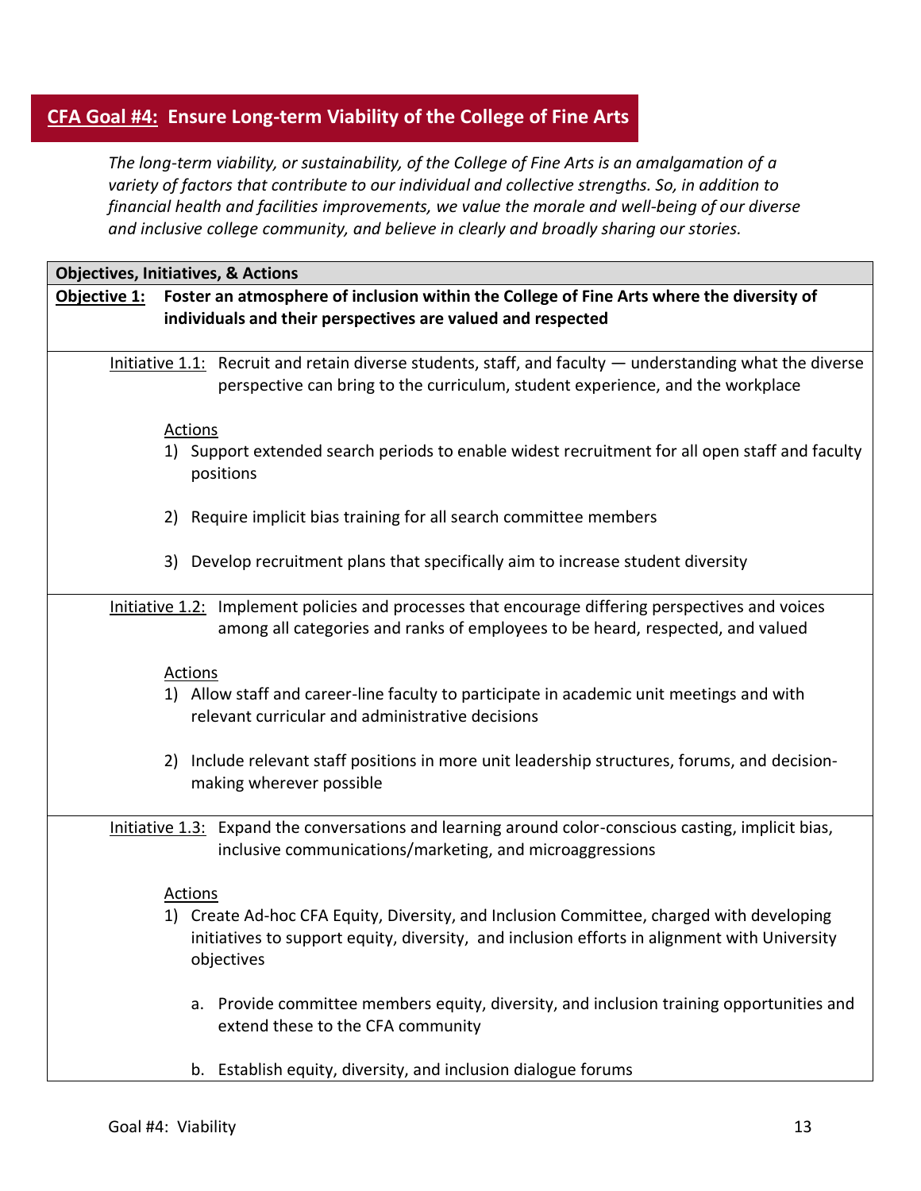## <u>CFA Goal #4:</u> Ensure Long-term Viability of the College of Fine Arts

*The long-term viability, or sustainability, of the College of Fine Arts is an amalgamation of a variety of factors that contribute to our individual and collective strengths. So, in addition to financial health and facilities improvements, we value the morale and well-being of our diverse and inclusive college community, and believe in clearly and broadly sharing our stories.*

**Objectives, Initiatives, & Actions**

**<u>Objective 1:</u> Foster an atmosphere of inclusion within the College of Fine Arts where the diversity of individuals and their perspectives are valued and respected**

<u>Initiative 1.1:</u> Recruit and retain diverse students, staff, and faculty — understanding what the diverse perspective can bring to the curriculum, student experience, and the workplace

<u>Actions</u>

1) Support extended search periods to enable widest recruitment for all open staff and faculty positions
2) Require implicit bias training for all search committee members
3) Develop recruitment plans that specifically aim to increase student diversity

<u>Initiative 1.2:</u> Implement policies and processes that encourage differing perspectives and voices among all categories and ranks of employees to be heard, respected, and valued

<u>Actions</u>

1) Allow staff and career-line faculty to participate in academic unit meetings and with relevant curricular and administrative decisions
2) Include relevant staff positions in more unit leadership structures, forums, and decision-making wherever possible

<u>Initiative 1.3:</u> Expand the conversations and learning around color-conscious casting, implicit bias, inclusive communications/marketing, and microaggressions

<u>Actions</u>

1) Create Ad-hoc CFA Equity, Diversity, and Inclusion Committee, charged with developing initiatives to support equity, diversity, and inclusion efforts in alignment with University objectives
   a. Provide committee members equity, diversity, and inclusion training opportunities and extend these to the CFA community
   b. Establish equity, diversity, and inclusion dialogue forums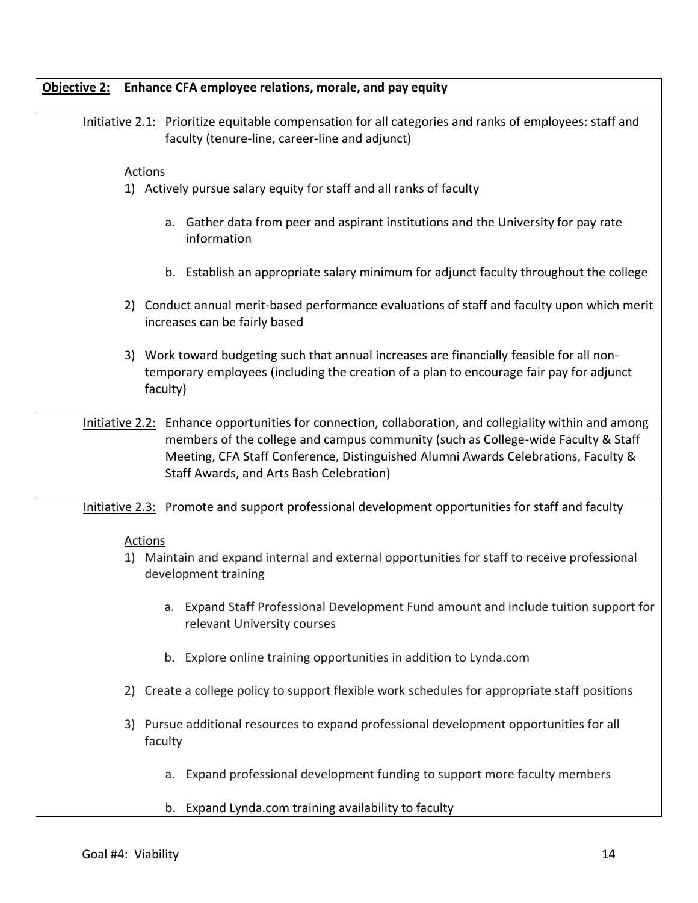**Objective 2: Enhance CFA employee relations, morale, and pay equity**

Initiative 2.1: Prioritize equitable compensation for all categories and ranks of employees: staff and faculty (tenure-line, career-line and adjunct)

Actions

1) Actively pursue salary equity for staff and all ranks of faculty
    a. Gather data from peer and aspirant institutions and the University for pay rate information
    b. Establish an appropriate salary minimum for adjunct faculty throughout the college
2) Conduct annual merit-based performance evaluations of staff and faculty upon which merit increases can be fairly based
3) Work toward budgeting such that annual increases are financially feasible for all non-temporary employees (including the creation of a plan to encourage fair pay for adjunct faculty)

Initiative 2.2: Enhance opportunities for connection, collaboration, and collegiality within and among members of the college and campus community (such as College-wide Faculty & Staff Meeting, CFA Staff Conference, Distinguished Alumni Awards Celebrations, Faculty & Staff Awards, and Arts Bash Celebration)

Initiative 2.3: Promote and support professional development opportunities for staff and faculty

Actions

1) Maintain and expand internal and external opportunities for staff to receive professional development training
    a. Expand Staff Professional Development Fund amount and include tuition support for relevant University courses
    b. Explore online training opportunities in addition to Lynda.com
2) Create a college policy to support flexible work schedules for appropriate staff positions
3) Pursue additional resources to expand professional development opportunities for all faculty
    a. Expand professional development funding to support more faculty members
    b. Expand Lynda.com training availability to faculty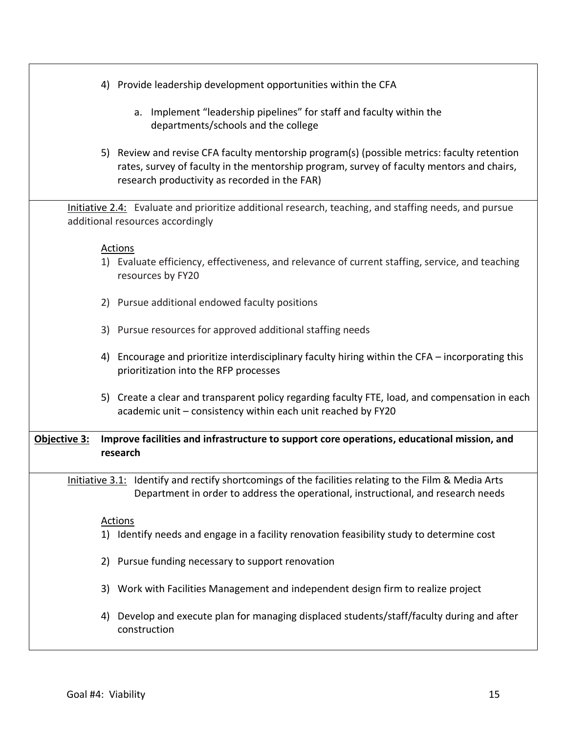4) Provide leadership development opportunities within the CFA

    a. Implement "leadership pipelines" for staff and faculty within the departments/schools and the college

5) Review and revise CFA faculty mentorship program(s) (possible metrics: faculty retention rates, survey of faculty in the mentorship program, survey of faculty mentors and chairs, research productivity as recorded in the FAR)

<u>Initiative 2.4:</u> Evaluate and prioritize additional research, teaching, and staffing needs, and pursue additional resources accordingly

<u>Actions</u>

1) Evaluate efficiency, effectiveness, and relevance of current staffing, service, and teaching resources by FY20

2) Pursue additional endowed faculty positions

3) Pursue resources for approved additional staffing needs

4) Encourage and prioritize interdisciplinary faculty hiring within the CFA – incorporating this prioritization into the RFP processes

5) Create a clear and transparent policy regarding faculty FTE, load, and compensation in each academic unit – consistency within each unit reached by FY20

**<u>Objective 3:</u> Improve facilities and infrastructure to support core operations, educational mission, and research**

<u>Initiative 3.1:</u> Identify and rectify shortcomings of the facilities relating to the Film & Media Arts Department in order to address the operational, instructional, and research needs

<u>Actions</u>

1) Identify needs and engage in a facility renovation feasibility study to determine cost

2) Pursue funding necessary to support renovation

3) Work with Facilities Management and independent design firm to realize project

4) Develop and execute plan for managing displaced students/staff/faculty during and after construction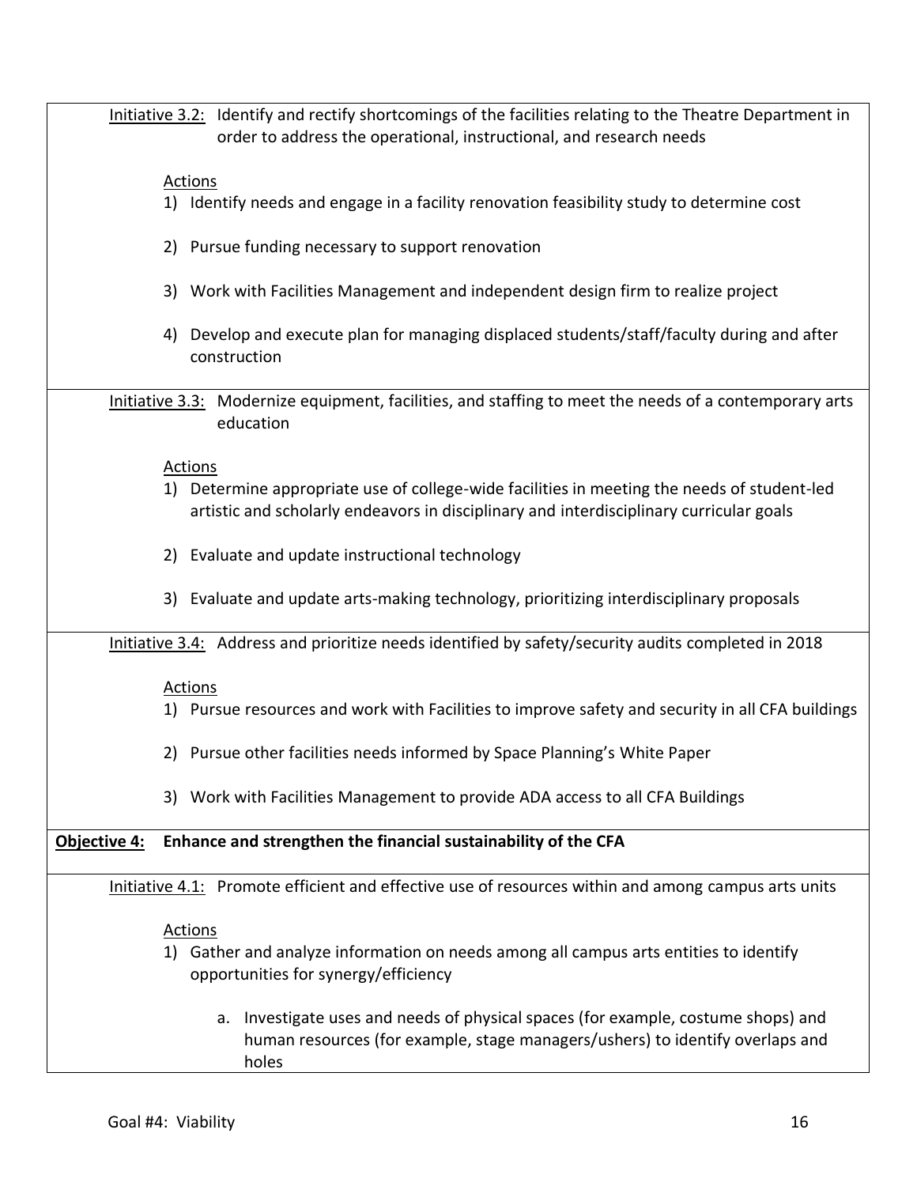Initiative 3.2: Identify and rectify shortcomings of the facilities relating to the Theatre Department in order to address the operational, instructional, and research needs

Actions

1) Identify needs and engage in a facility renovation feasibility study to determine cost
2) Pursue funding necessary to support renovation
3) Work with Facilities Management and independent design firm to realize project
4) Develop and execute plan for managing displaced students/staff/faculty during and after construction

Initiative 3.3: Modernize equipment, facilities, and staffing to meet the needs of a contemporary arts education

Actions

1) Determine appropriate use of college-wide facilities in meeting the needs of student-led artistic and scholarly endeavors in disciplinary and interdisciplinary curricular goals
2) Evaluate and update instructional technology
3) Evaluate and update arts-making technology, prioritizing interdisciplinary proposals

Initiative 3.4: Address and prioritize needs identified by safety/security audits completed in 2018

Actions

1) Pursue resources and work with Facilities to improve safety and security in all CFA buildings
2) Pursue other facilities needs informed by Space Planning's White Paper
3) Work with Facilities Management to provide ADA access to all CFA Buildings

**Objective 4: Enhance and strengthen the financial sustainability of the CFA**

Initiative 4.1: Promote efficient and effective use of resources within and among campus arts units

Actions

1) Gather and analyze information on needs among all campus arts entities to identify opportunities for synergy/efficiency
   a. Investigate uses and needs of physical spaces (for example, costume shops) and human resources (for example, stage managers/ushers) to identify overlaps and holes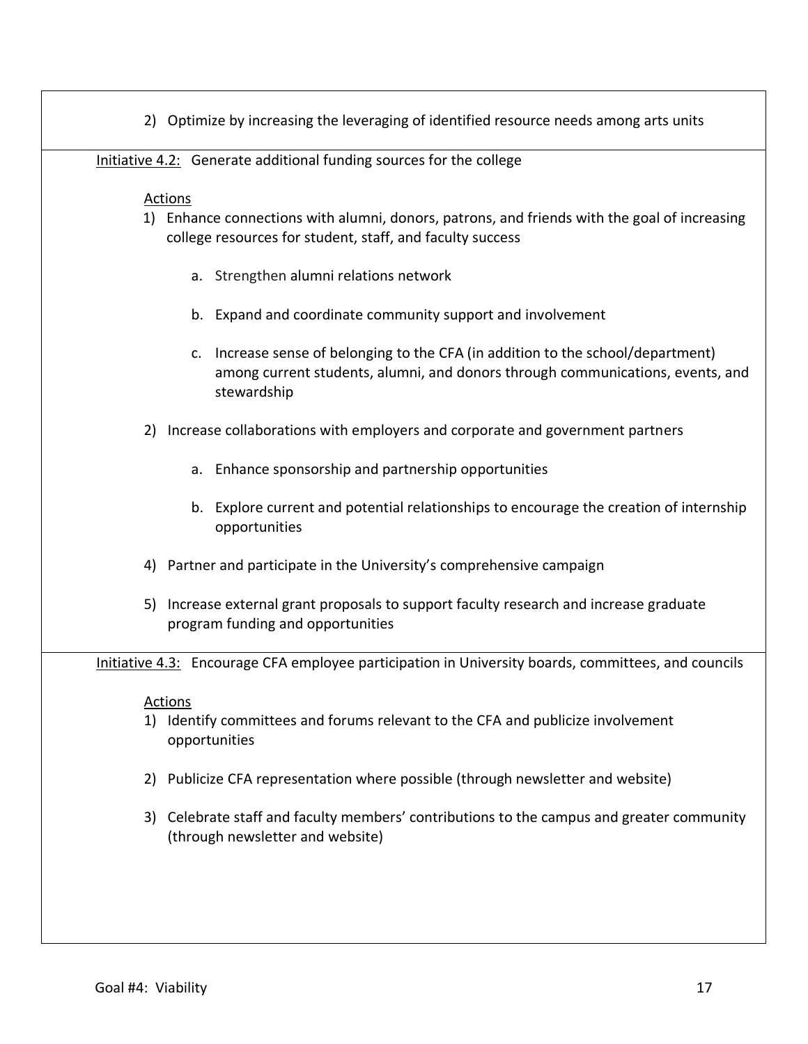2) Optimize by increasing the leveraging of identified resource needs among arts units

<u>Initiative 4.2:</u> Generate additional funding sources for the college

<u>Actions</u>

1) Enhance connections with alumni, donors, patrons, and friends with the goal of increasing college resources for student, staff, and faculty success

    a. Strengthen alumni relations network

    b. Expand and coordinate community support and involvement

    c. Increase sense of belonging to the CFA (in addition to the school/department) among current students, alumni, and donors through communications, events, and stewardship

2) Increase collaborations with employers and corporate and government partners

    a. Enhance sponsorship and partnership opportunities

    b. Explore current and potential relationships to encourage the creation of internship opportunities

4) Partner and participate in the University's comprehensive campaign

5) Increase external grant proposals to support faculty research and increase graduate program funding and opportunities

<u>Initiative 4.3:</u> Encourage CFA employee participation in University boards, committees, and councils

<u>Actions</u>

1) Identify committees and forums relevant to the CFA and publicize involvement opportunities

2) Publicize CFA representation where possible (through newsletter and website)

3) Celebrate staff and faculty members' contributions to the campus and greater community (through newsletter and website)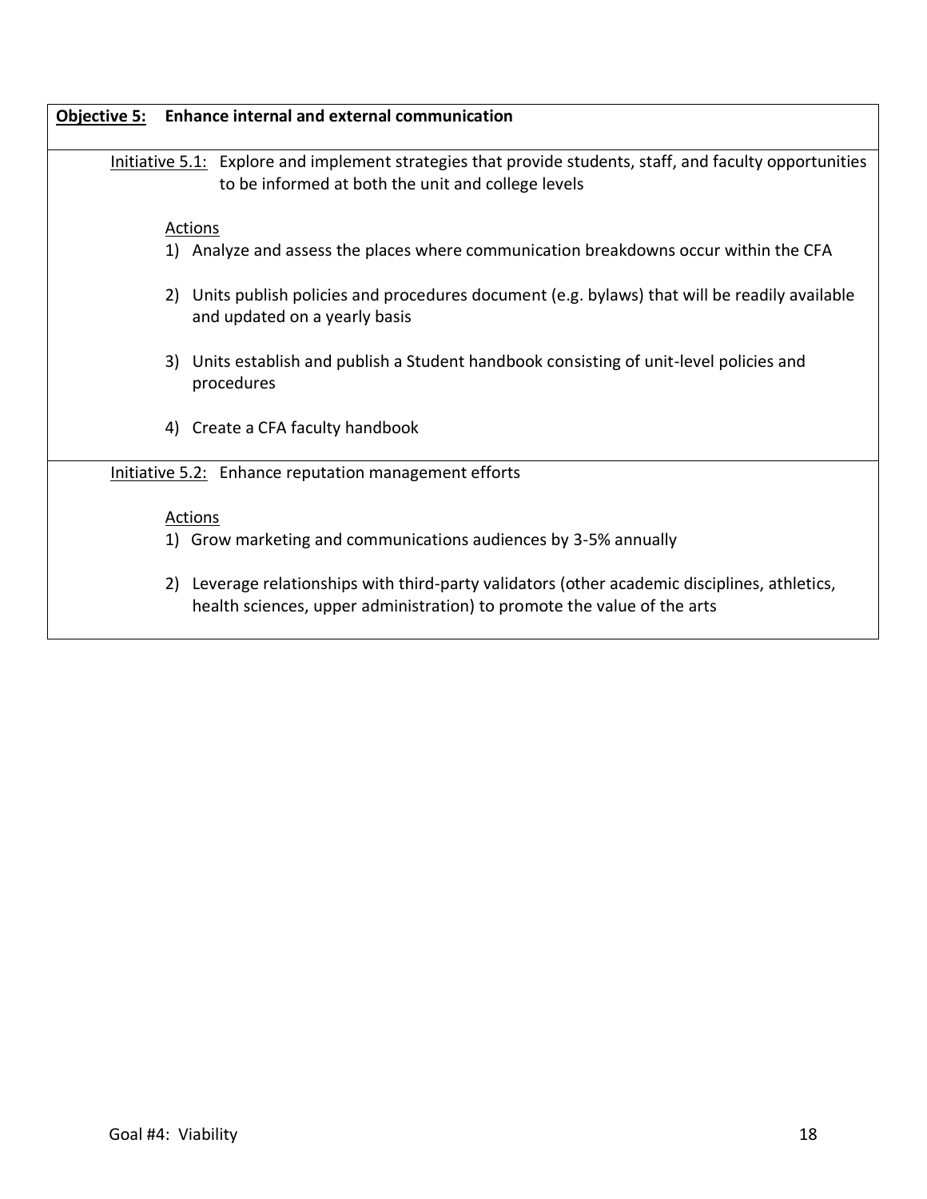**Objective 5: Enhance internal and external communication**

Initiative 5.1: Explore and implement strategies that provide students, staff, and faculty opportunities to be informed at both the unit and college levels

Actions

1) Analyze and assess the places where communication breakdowns occur within the CFA
2) Units publish policies and procedures document (e.g. bylaws) that will be readily available and updated on a yearly basis
3) Units establish and publish a Student handbook consisting of unit-level policies and procedures
4) Create a CFA faculty handbook

Initiative 5.2: Enhance reputation management efforts

Actions

1) Grow marketing and communications audiences by 3-5% annually
2) Leverage relationships with third-party validators (other academic disciplines, athletics, health sciences, upper administration) to promote the value of the arts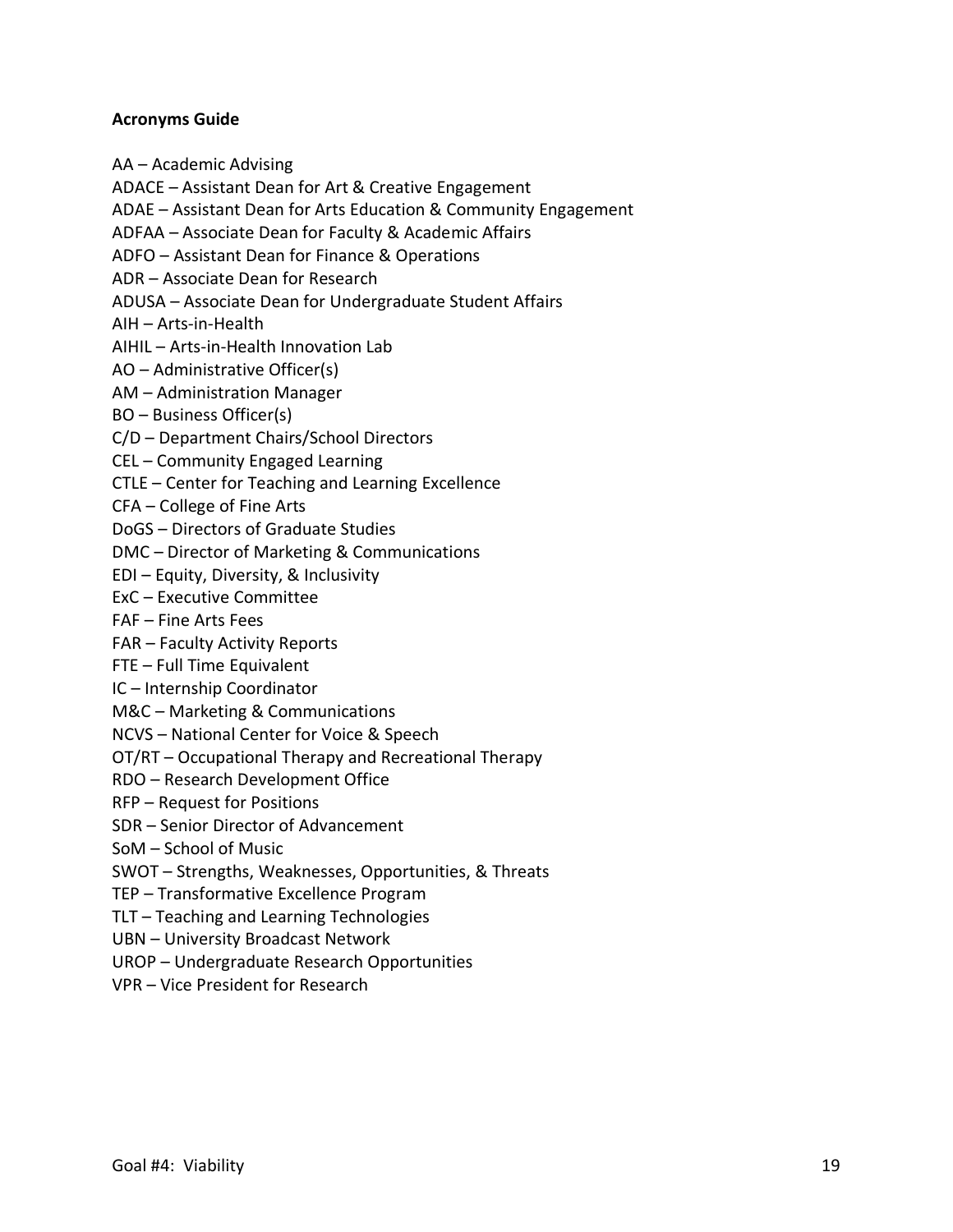**Acronyms Guide**

AA – Academic Advising
ADACE – Assistant Dean for Art & Creative Engagement
ADAE – Assistant Dean for Arts Education & Community Engagement
ADFAA – Associate Dean for Faculty & Academic Affairs
ADFO – Assistant Dean for Finance & Operations
ADR – Associate Dean for Research
ADUSA – Associate Dean for Undergraduate Student Affairs
AIH – Arts-in-Health
AIHIL – Arts-in-Health Innovation Lab
AO – Administrative Officer(s)
AM – Administration Manager
BO – Business Officer(s)
C/D – Department Chairs/School Directors
CEL – Community Engaged Learning
CTLE – Center for Teaching and Learning Excellence
CFA – College of Fine Arts
DoGS – Directors of Graduate Studies
DMC – Director of Marketing & Communications
EDI – Equity, Diversity, & Inclusivity
ExC – Executive Committee
FAF – Fine Arts Fees
FAR – Faculty Activity Reports
FTE – Full Time Equivalent
IC – Internship Coordinator
M&C – Marketing & Communications
NCVS – National Center for Voice & Speech
OT/RT – Occupational Therapy and Recreational Therapy
RDO – Research Development Office
RFP – Request for Positions
SDR – Senior Director of Advancement
SoM – School of Music
SWOT – Strengths, Weaknesses, Opportunities, & Threats
TEP – Transformative Excellence Program
TLT – Teaching and Learning Technologies
UBN – University Broadcast Network
UROP – Undergraduate Research Opportunities
VPR – Vice President for Research